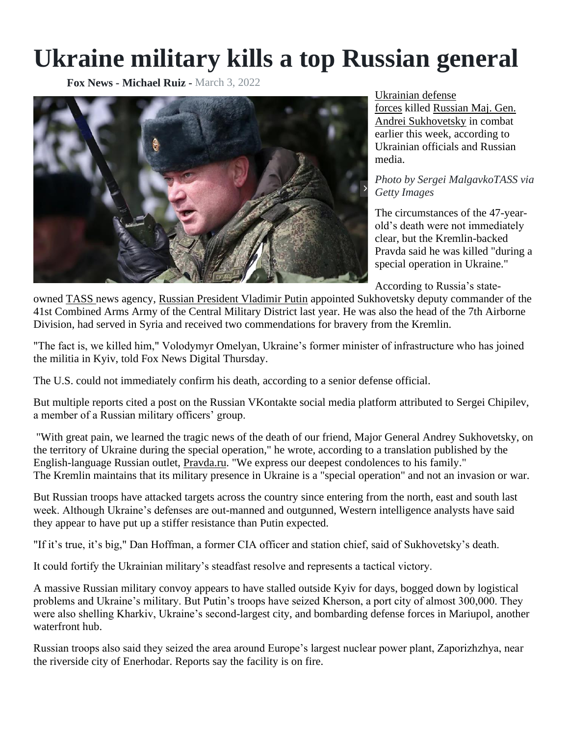# Ukraine military kills a top Russian general

**Fox News - Michael Ruiz -** March 3, 2022

Ukrainian defense forces killed Russian Maj. Gen. Andrei Sukhovetsky in combat earlier this week, according to Ukrainian officials and Russian media.

*Photo by Sergei MalgavkoTASS via Getty Images*

The circumstances of the 47-year-old's death were not immediately clear, but the Kremlin-backed Pravda said he was killed "during a special operation in Ukraine."

According to Russia's state-owned TASS news agency, Russian President Vladimir Putin appointed Sukhovetsky deputy commander of the 41st Combined Arms Army of the Central Military District last year. He was also the head of the 7th Airborne Division, had served in Syria and received two commendations for bravery from the Kremlin.

"The fact is, we killed him," Volodymyr Omelyan, Ukraine's former minister of infrastructure who has joined the militia in Kyiv, told Fox News Digital Thursday.

The U.S. could not immediately confirm his death, according to a senior defense official.

But multiple reports cited a post on the Russian VKontakte social media platform attributed to Sergei Chipilev, a member of a Russian military officers' group.

"With great pain, we learned the tragic news of the death of our friend, Major General Andrey Sukhovetsky, on the territory of Ukraine during the special operation," he wrote, according to a translation published by the English-language Russian outlet, Pravda.ru. "We express our deepest condolences to his family."
The Kremlin maintains that its military presence in Ukraine is a "special operation" and not an invasion or war.

But Russian troops have attacked targets across the country since entering from the north, east and south last week. Although Ukraine's defenses are out-manned and outgunned, Western intelligence analysts have said they appear to have put up a stiffer resistance than Putin expected.

"If it's true, it's big," Dan Hoffman, a former CIA officer and station chief, said of Sukhovetsky's death.

It could fortify the Ukrainian military's steadfast resolve and represents a tactical victory.

A massive Russian military convoy appears to have stalled outside Kyiv for days, bogged down by logistical problems and Ukraine's military. But Putin's troops have seized Kherson, a port city of almost 300,000. They were also shelling Kharkiv, Ukraine's second-largest city, and bombarding defense forces in Mariupol, another waterfront hub.

Russian troops also said they seized the area around Europe's largest nuclear power plant, Zaporizhzhya, near the riverside city of Enerhodar. Reports say the facility is on fire.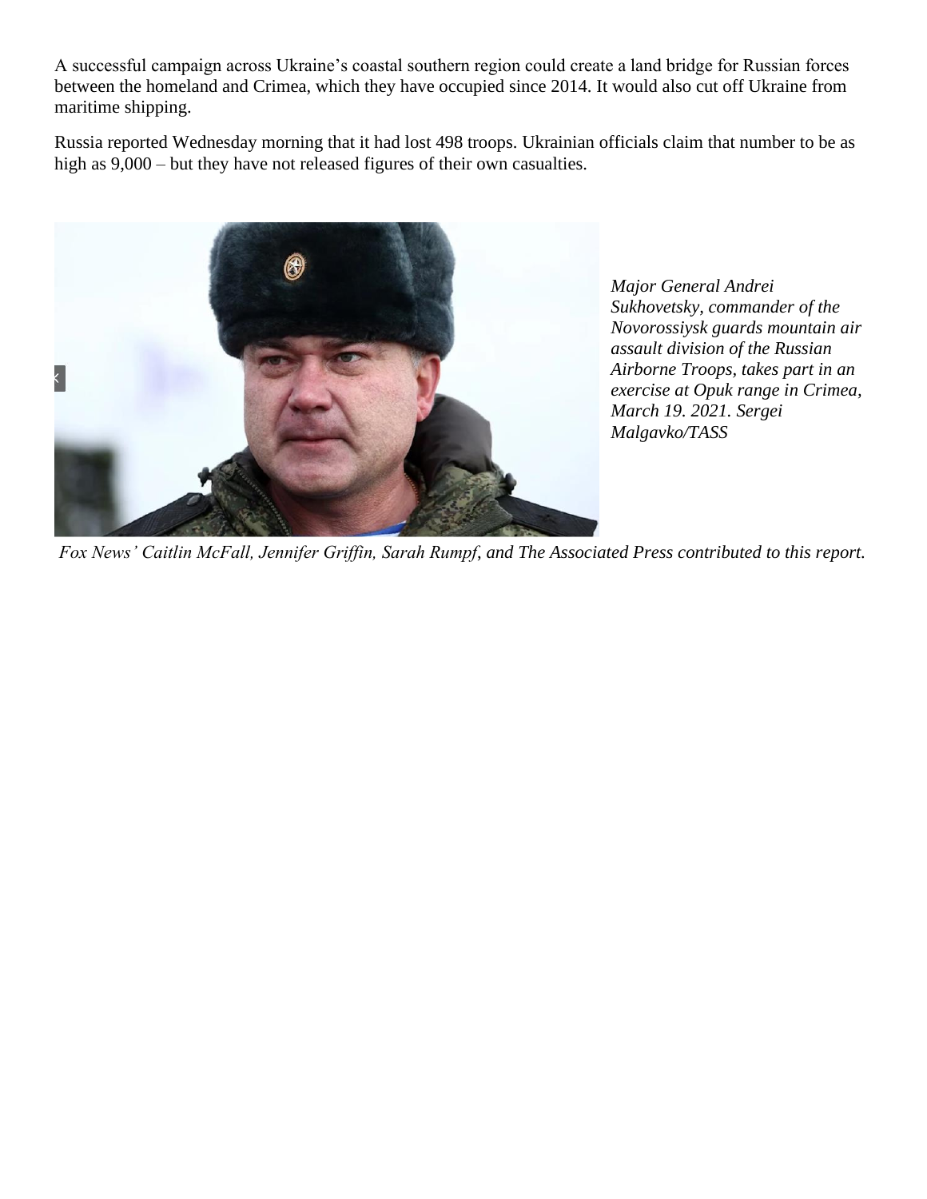A successful campaign across Ukraine's coastal southern region could create a land bridge for Russian forces between the homeland and Crimea, which they have occupied since 2014. It would also cut off Ukraine from maritime shipping.

Russia reported Wednesday morning that it had lost 498 troops. Ukrainian officials claim that number to be as high as 9,000 – but they have not released figures of their own casualties.

*Major General Andrei Sukhovetsky, commander of the Novorossiysk guards mountain air assault division of the Russian Airborne Troops, takes part in an exercise at Opuk range in Crimea, March 19. 2021. Sergei Malgavko/TASS*

*Fox News' Caitlin McFall, Jennifer Griffin, Sarah Rumpf, and The Associated Press contributed to this report.*